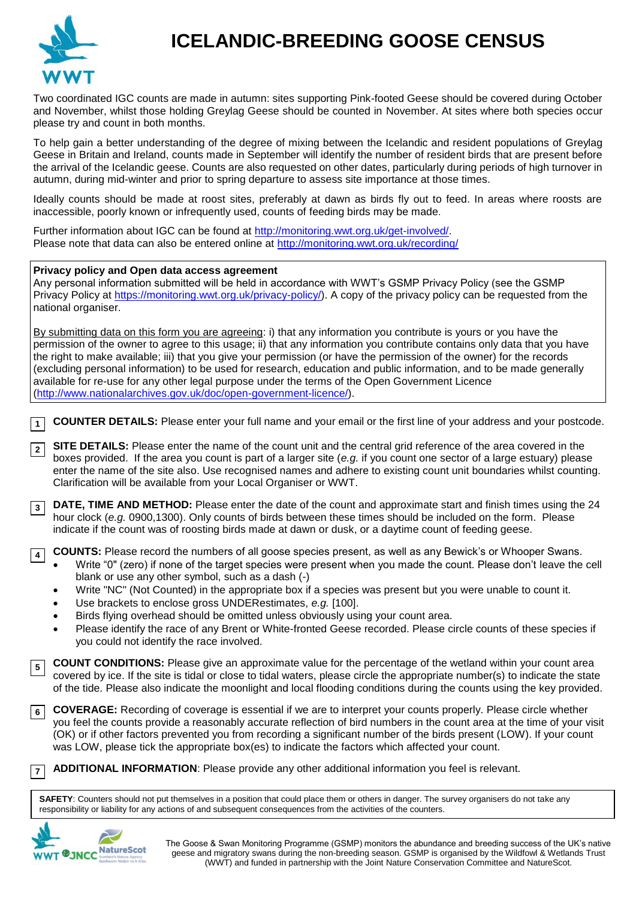# ICELANDIC-BREEDING GOOSE CENSUS

Two coordinated IGC counts are made in autumn: sites supporting Pink-footed Geese should be covered during October and November, whilst those holding Greylag Geese should be counted in November. At sites where both species occur please try and count in both months.

To help gain a better understanding of the degree of mixing between the Icelandic and resident populations of Greylag Geese in Britain and Ireland, counts made in September will identify the number of resident birds that are present before the arrival of the Icelandic geese. Counts are also requested on other dates, particularly during periods of high turnover in autumn, during mid-winter and prior to spring departure to assess site importance at those times.

Ideally counts should be made at roost sites, preferably at dawn as birds fly out to feed. In areas where roosts are inaccessible, poorly known or infrequently used, counts of feeding birds may be made.

Further information about IGC can be found at http://monitoring.wwt.org.uk/get-involved/.
Please note that data can also be entered online at http://monitoring.wwt.org.uk/recording/

**Privacy policy and Open data access agreement**
Any personal information submitted will be held in accordance with WWT's GSMP Privacy Policy (see the GSMP Privacy Policy at https://monitoring.wwt.org.uk/privacy-policy/). A copy of the privacy policy can be requested from the national organiser.

By submitting data on this form you are agreeing: i) that any information you contribute is yours or you have the permission of the owner to agree to this usage; ii) that any information you contribute contains only data that you have the right to make available; iii) that you give your permission (or have the permission of the owner) for the records (excluding personal information) to be used for research, education and public information, and to be made generally available for re-use for any other legal purpose under the terms of the Open Government Licence (http://www.nationalarchives.gov.uk/doc/open-government-licence/).

**1** **COUNTER DETAILS:** Please enter your full name and your email or the first line of your address and your postcode.

**2** **SITE DETAILS:** Please enter the name of the count unit and the central grid reference of the area covered in the boxes provided. If the area you count is part of a larger site (*e.g.* if you count one sector of a large estuary) please enter the name of the site also. Use recognised names and adhere to existing count unit boundaries whilst counting. Clarification will be available from your Local Organiser or WWT.

**3** **DATE, TIME AND METHOD:** Please enter the date of the count and approximate start and finish times using the 24 hour clock (*e.g.* 0900,1300). Only counts of birds between these times should be included on the form. Please indicate if the count was of roosting birds made at dawn or dusk, or a daytime count of feeding geese.

**4** **COUNTS:** Please record the numbers of all goose species present, as well as any Bewick's or Whooper Swans.

- Write "0" (zero) if none of the target species were present when you made the count. Please don't leave the cell blank or use any other symbol, such as a dash (-)
- Write "NC" (Not Counted) in the appropriate box if a species was present but you were unable to count it.
- Use brackets to enclose gross UNDERestimates, *e.g.* [100].
- Birds flying overhead should be omitted unless obviously using your count area.
- Please identify the race of any Brent or White-fronted Geese recorded. Please circle counts of these species if you could not identify the race involved.

**5** **COUNT CONDITIONS:** Please give an approximate value for the percentage of the wetland within your count area covered by ice. If the site is tidal or close to tidal waters, please circle the appropriate number(s) to indicate the state of the tide. Please also indicate the moonlight and local flooding conditions during the counts using the key provided.

**6** **COVERAGE:** Recording of coverage is essential if we are to interpret your counts properly. Please circle whether you feel the counts provide a reasonably accurate reflection of bird numbers in the count area at the time of your visit (OK) or if other factors prevented you from recording a significant number of the birds present (LOW). If your count was LOW, please tick the appropriate box(es) to indicate the factors which affected your count.

**7** **ADDITIONAL INFORMATION**: Please provide any other additional information you feel is relevant.

**SAFETY**: Counters should not put themselves in a position that could place them or others in danger. The survey organisers do not take any responsibility or liability for any actions of and subsequent consequences from the activities of the counters.

The Goose & Swan Monitoring Programme (GSMP) monitors the abundance and breeding success of the UK's native geese and migratory swans during the non-breeding season. GSMP is organised by the Wildfowl & Wetlands Trust (WWT) and funded in partnership with the Joint Nature Conservation Committee and NatureScot.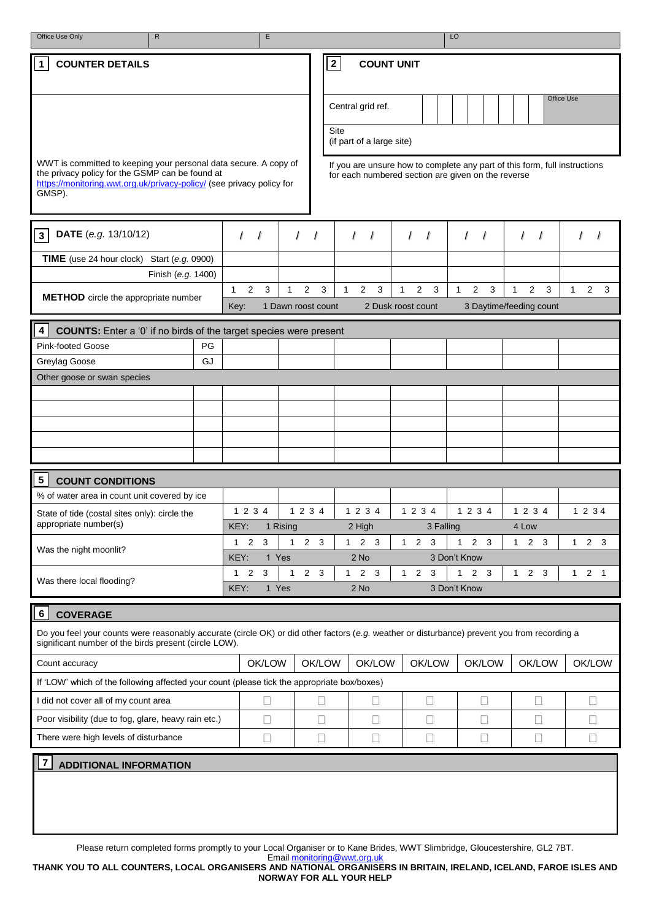| Office Use Only | R | E | LO |
|---|---|---|---|

## 1 COUNTER DETAILS

WWT is committed to keeping your personal data secure. A copy of the privacy policy for the GSMP can be found at https://monitoring.wwt.org.uk/privacy-policy/ (see privacy policy for GMSP).

## 2 COUNT UNIT

| | | Office Use |
|---|---|---|
| Central grid ref. | | |
| Site (if part of a large site) | | |

If you are unsure how to complete any part of this form, full instructions for each numbered section are given on the reverse

## 3 DATE (*e.g.* 13/10/12)

| | | | | | | | |
|---|---|---|---|---|---|---|---|
| **3 DATE** (*e.g.* 13/10/12) | / / | / / | / / | / / | / / | / / | / / |
| **TIME** (use 24 hour clock) Start (*e.g.* 0900) | | | | | | | |
| Finish (*e.g.* 1400) | | | | | | | |
| **METHOD** circle the appropriate number | 1 2 3 | 1 2 3 | 1 2 3 | 1 2 3 | 1 2 3 | 1 2 3 | 1 2 3 |
| | Key: | 1 Dawn roost count | | 2 Dusk roost count | | 3 Daytime/feeding count | |

## 4 COUNTS: Enter a '0' if no birds of the target species were present

| | | | | | | | | |
|---|---|---|---|---|---|---|---|---|
| Pink-footed Goose | PG | | | | | | | |
| Greylag Goose | GJ | | | | | | | |
| Other goose or swan species | | | | | | | | |
| | | | | | | | | |
| | | | | | | | | |
| | | | | | | | | |
| | | | | | | | | |
| | | | | | | | | |

## 5 COUNT CONDITIONS

| | | | | | | | |
|---|---|---|---|---|---|---|---|
| % of water area in count unit covered by ice | | | | | | | |
| State of tide (costal sites only): circle the appropriate number(s) | 1 2 3 4 | 1 2 3 4 | 1 2 3 4 | 1 2 3 4 | 1 2 3 4 | 1 2 3 4 | 1 2 3 4 |
| | KEY: | 1 Rising | 2 High | | 3 Falling | 4 Low | |
| Was the night moonlit? | 1 2 3 | 1 2 3 | 1 2 3 | 1 2 3 | 1 2 3 | 1 2 3 | 1 2 3 |
| | KEY: | 1 Yes | 2 No | | 3 Don't Know | | |
| Was there local flooding? | 1 2 3 | 1 2 3 | 1 2 3 | 1 2 3 | 1 2 3 | 1 2 3 | 1 2 1 |
| | KEY: | 1 Yes | 2 No | | 3 Don't Know | | |

## 6 COVERAGE

Do you feel your counts were reasonably accurate (circle OK) or did other factors (*e.g.* weather or disturbance) prevent you from recording a significant number of the birds present (circle LOW).

| | | | | | | | |
|---|---|---|---|---|---|---|---|
| Count accuracy | OK/LOW | OK/LOW | OK/LOW | OK/LOW | OK/LOW | OK/LOW | OK/LOW |
| If 'LOW' which of the following affected your count (please tick the appropriate box/boxes) | | | | | | | |
| I did not cover all of my count area | ☐ | ☐ | ☐ | ☐ | ☐ | ☐ | ☐ |
| Poor visibility (due to fog, glare, heavy rain etc.) | ☐ | ☐ | ☐ | ☐ | ☐ | ☐ | ☐ |
| There were high levels of disturbance | ☐ | ☐ | ☐ | ☐ | ☐ | ☐ | ☐ |

## 7 ADDITIONAL INFORMATION

Please return completed forms promptly to your Local Organiser or to Kane Brides, WWT Slimbridge, Gloucestershire, GL2 7BT. Email monitoring@wwt.org.uk

**THANK YOU TO ALL COUNTERS, LOCAL ORGANISERS AND NATIONAL ORGANISERS IN BRITAIN, IRELAND, ICELAND, FAROE ISLES AND NORWAY FOR ALL YOUR HELP**